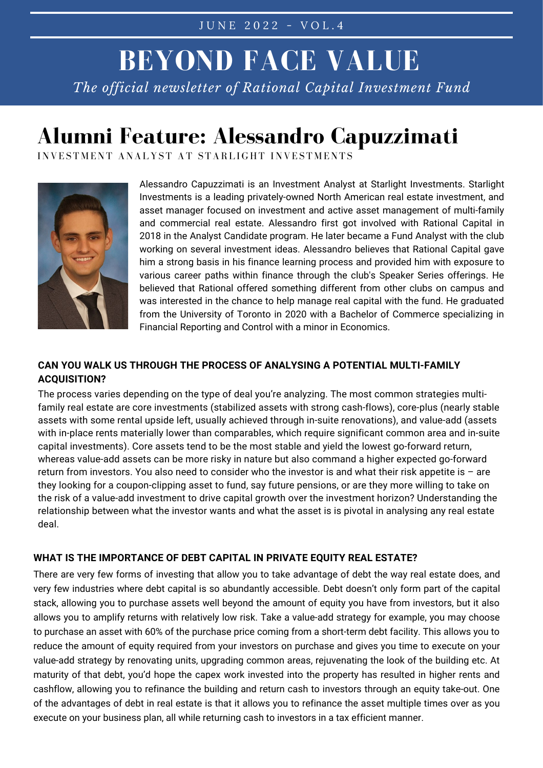JUNE 2022 - VOL.4

# BEYOND FACE VALUE

*The official newsletter of Rational Capital Investment Fund*

## Alumni Feature: Alessandro Capuzzimati

INVESTMENT ANALYST AT STARLIGHT INVESTMENTS

Alessandro Capuzzimati is an Investment Analyst at Starlight Investments. Starlight Investments is a leading privately-owned North American real estate investment, and asset manager focused on investment and active asset management of multi-family and commercial real estate. Alessandro first got involved with Rational Capital in 2018 in the Analyst Candidate program. He later became a Fund Analyst with the club working on several investment ideas. Alessandro believes that Rational Capital gave him a strong basis in his finance learning process and provided him with exposure to various career paths within finance through the club's Speaker Series offerings. He believed that Rational offered something different from other clubs on campus and was interested in the chance to help manage real capital with the fund. He graduated from the University of Toronto in 2020 with a Bachelor of Commerce specializing in Financial Reporting and Control with a minor in Economics.

### CAN YOU WALK US THROUGH THE PROCESS OF ANALYSING A POTENTIAL MULTI-FAMILY ACQUISITION?

The process varies depending on the type of deal you're analyzing. The most common strategies multi-family real estate are core investments (stabilized assets with strong cash-flows), core-plus (nearly stable assets with some rental upside left, usually achieved through in-suite renovations), and value-add (assets with in-place rents materially lower than comparables, which require significant common area and in-suite capital investments). Core assets tend to be the most stable and yield the lowest go-forward return, whereas value-add assets can be more risky in nature but also command a higher expected go-forward return from investors. You also need to consider who the investor is and what their risk appetite is – are they looking for a coupon-clipping asset to fund, say future pensions, or are they more willing to take on the risk of a value-add investment to drive capital growth over the investment horizon? Understanding the relationship between what the investor wants and what the asset is is pivotal in analysing any real estate deal.

### WHAT IS THE IMPORTANCE OF DEBT CAPITAL IN PRIVATE EQUITY REAL ESTATE?

There are very few forms of investing that allow you to take advantage of debt the way real estate does, and very few industries where debt capital is so abundantly accessible. Debt doesn't only form part of the capital stack, allowing you to purchase assets well beyond the amount of equity you have from investors, but it also allows you to amplify returns with relatively low risk. Take a value-add strategy for example, you may choose to purchase an asset with 60% of the purchase price coming from a short-term debt facility. This allows you to reduce the amount of equity required from your investors on purchase and gives you time to execute on your value-add strategy by renovating units, upgrading common areas, rejuvenating the look of the building etc. At maturity of that debt, you'd hope the capex work invested into the property has resulted in higher rents and cashflow, allowing you to refinance the building and return cash to investors through an equity take-out. One of the advantages of debt in real estate is that it allows you to refinance the asset multiple times over as you execute on your business plan, all while returning cash to investors in a tax efficient manner.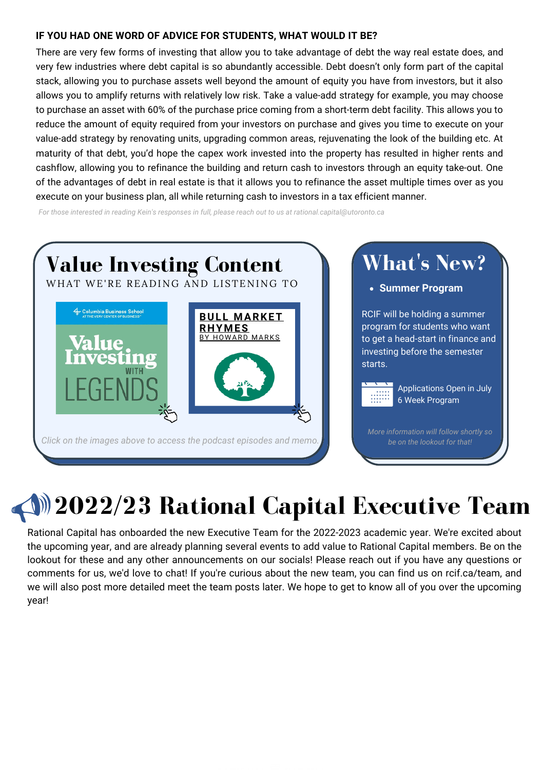**IF YOU HAD ONE WORD OF ADVICE FOR STUDENTS, WHAT WOULD IT BE?**

There are very few forms of investing that allow you to take advantage of debt the way real estate does, and very few industries where debt capital is so abundantly accessible. Debt doesn't only form part of the capital stack, allowing you to purchase assets well beyond the amount of equity you have from investors, but it also allows you to amplify returns with relatively low risk. Take a value-add strategy for example, you may choose to purchase an asset with 60% of the purchase price coming from a short-term debt facility. This allows you to reduce the amount of equity required from your investors on purchase and gives you time to execute on your value-add strategy by renovating units, upgrading common areas, rejuvenating the look of the building etc. At maturity of that debt, you'd hope the capex work invested into the property has resulted in higher rents and cashflow, allowing you to refinance the building and return cash to investors through an equity take-out. One of the advantages of debt in real estate is that it allows you to refinance the asset multiple times over as you execute on your business plan, all while returning cash to investors in a tax efficient manner.

*For those interested in reading Kein's responses in full, please reach out to us at rational.capital@utoronto.ca*

## Value Investing Content

WHAT WE'RE READING AND LISTENING TO

Columbia Business School AT THE VERY CENTER OF BUSINESS

Value Investing with LEGENDS

**BULL MARKET RHYMES**

BY HOWARD MARKS

*Click on the images above to access the podcast episodes and memo.*

## What's New?

- **Summer Program**

RCIF will be holding a summer program for students who want to get a head-start in finance and investing before the semester starts.

Applications Open in July
6 Week Program

*More information will follow shortly so be on the lookout for that!*

# 2022/23 Rational Capital Executive Team

Rational Capital has onboarded the new Executive Team for the 2022-2023 academic year. We're excited about the upcoming year, and are already planning several events to add value to Rational Capital members. Be on the lookout for these and any other announcements on our socials! Please reach out if you have any questions or comments for us, we'd love to chat! If you're curious about the new team, you can find us on rcif.ca/team, and we will also post more detailed meet the team posts later. We hope to get to know all of you over the upcoming year!